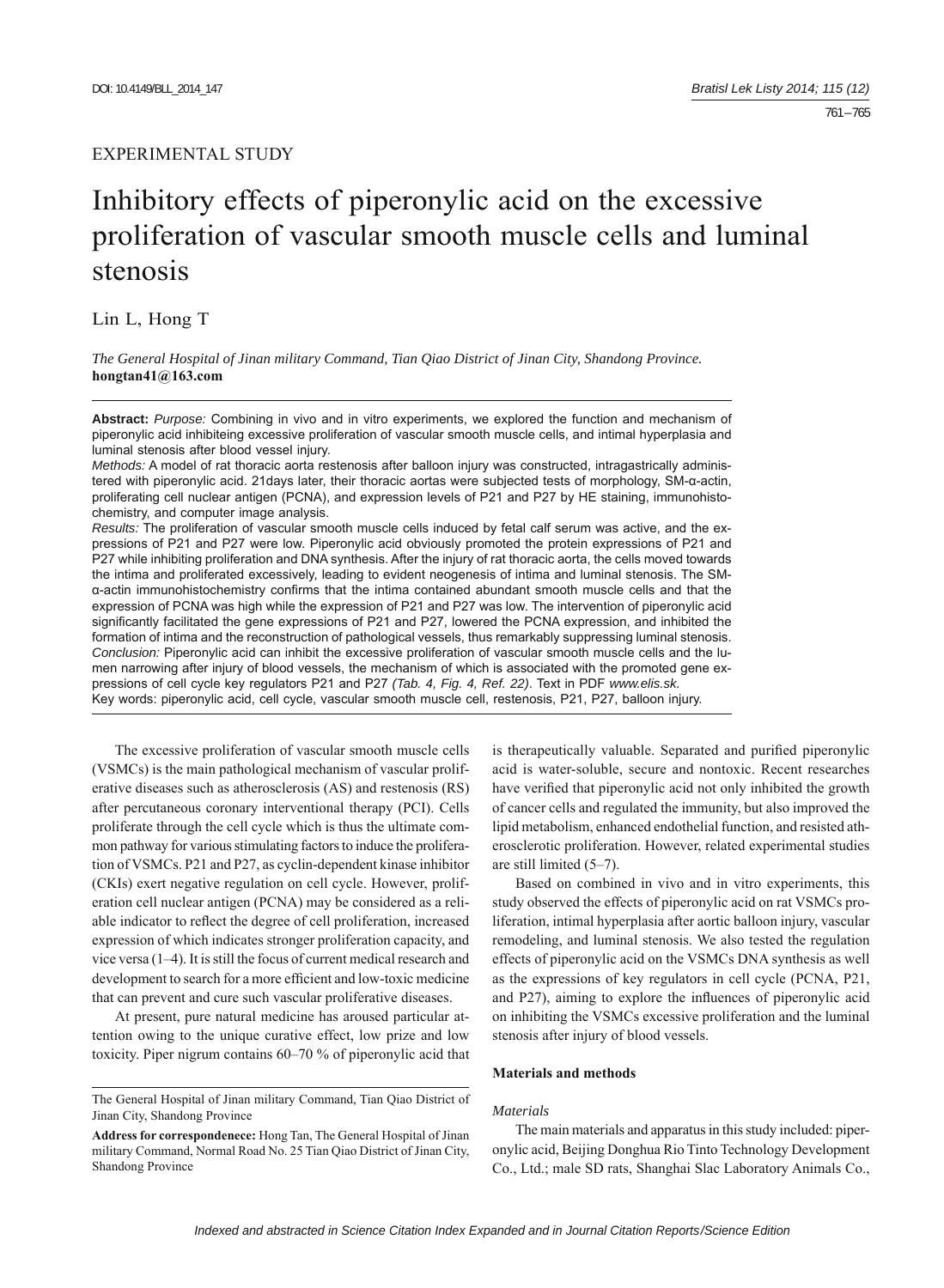EXPERIMENTAL STUDY

# Inhibitory effects of piperonylic acid on the excessive proliferation of vascular smooth muscle cells and luminal stenosis

Lin L, Hong T

*The General Hospital of Jinan military Command, Tian Qiao District of Jinan City, Shandong Province.*
**hongtan41@163.com**

**Abstract:** *Purpose:* Combining in vivo and in vitro experiments, we explored the function and mechanism of piperonylic acid inhibiteing excessive proliferation of vascular smooth muscle cells, and intimal hyperplasia and luminal stenosis after blood vessel injury.
*Methods:* A model of rat thoracic aorta restenosis after balloon injury was constructed, intragastrically administered with piperonylic acid. 21days later, their thoracic aortas were subjected tests of morphology, SM-α-actin, proliferating cell nuclear antigen (PCNA), and expression levels of P21 and P27 by HE staining, immunohistochemistry, and computer image analysis.
*Results:* The proliferation of vascular smooth muscle cells induced by fetal calf serum was active, and the expressions of P21 and P27 were low. Piperonylic acid obviously promoted the protein expressions of P21 and P27 while inhibiting proliferation and DNA synthesis. After the injury of rat thoracic aorta, the cells moved towards the intima and proliferated excessively, leading to evident neogenesis of intima and luminal stenosis. The SM-α-actin immunohistochemistry confirms that the intima contained abundant smooth muscle cells and that the expression of PCNA was high while the expression of P21 and P27 was low. The intervention of piperonylic acid significantly facilitated the gene expressions of P21 and P27, lowered the PCNA expression, and inhibited the formation of intima and the reconstruction of pathological vessels, thus remarkably suppressing luminal stenosis.
*Conclusion:* Piperonylic acid can inhibit the excessive proliferation of vascular smooth muscle cells and the lumen narrowing after injury of blood vessels, the mechanism of which is associated with the promoted gene expressions of cell cycle key regulators P21 and P27 *(Tab. 4, Fig. 4, Ref. 22)*. Text in PDF *www.elis.sk.*
Key words: piperonylic acid, cell cycle, vascular smooth muscle cell, restenosis, P21, P27, balloon injury.

The excessive proliferation of vascular smooth muscle cells (VSMCs) is the main pathological mechanism of vascular proliferative diseases such as atherosclerosis (AS) and restenosis (RS) after percutaneous coronary interventional therapy (PCI). Cells proliferate through the cell cycle which is thus the ultimate common pathway for various stimulating factors to induce the proliferation of VSMCs. P21 and P27, as cyclin-dependent kinase inhibitor (CKIs) exert negative regulation on cell cycle. However, proliferation cell nuclear antigen (PCNA) may be considered as a reliable indicator to reflect the degree of cell proliferation, increased expression of which indicates stronger proliferation capacity, and vice versa (1–4). It is still the focus of current medical research and development to search for a more efficient and low-toxic medicine that can prevent and cure such vascular proliferative diseases.

At present, pure natural medicine has aroused particular attention owing to the unique curative effect, low prize and low toxicity. Piper nigrum contains 60–70 % of piperonylic acid that is therapeutically valuable. Separated and purified piperonylic acid is water-soluble, secure and nontoxic. Recent researches have verified that piperonylic acid not only inhibited the growth of cancer cells and regulated the immunity, but also improved the lipid metabolism, enhanced endothelial function, and resisted atherosclerotic proliferation. However, related experimental studies are still limited (5–7).

Based on combined in vivo and in vitro experiments, this study observed the effects of piperonylic acid on rat VSMCs proliferation, intimal hyperplasia after aortic balloon injury, vascular remodeling, and luminal stenosis. We also tested the regulation effects of piperonylic acid on the VSMCs DNA synthesis as well as the expressions of key regulators in cell cycle (PCNA, P21, and P27), aiming to explore the influences of piperonylic acid on inhibiting the VSMCs excessive proliferation and the luminal stenosis after injury of blood vessels.

## Materials and methods

### *Materials*

The main materials and apparatus in this study included: piperonylic acid, Beijing Donghua Rio Tinto Technology Development Co., Ltd.; male SD rats, Shanghai Slac Laboratory Animals Co.,

The General Hospital of Jinan military Command, Tian Qiao District of Jinan City, Shandong Province

**Address for correspondenece:** Hong Tan, The General Hospital of Jinan military Command, Normal Road No. 25 Tian Qiao District of Jinan City, Shandong Province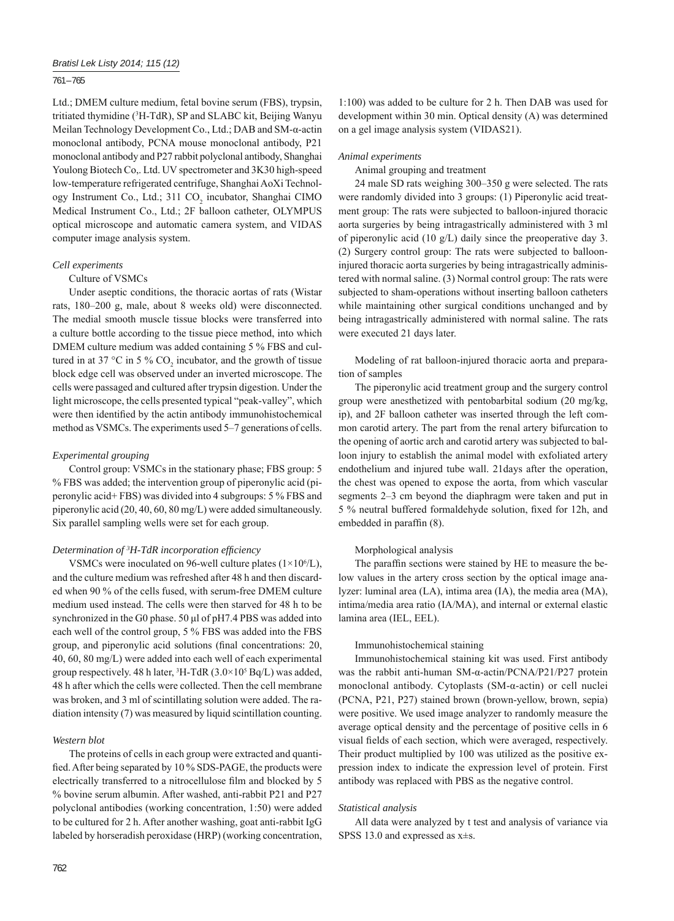Ltd.; DMEM culture medium, fetal bovine serum (FBS), trypsin, tritiated thymidine ($^3$H-TdR), SP and SLABC kit, Beijing Wanyu Meilan Technology Development Co., Ltd.; DAB and SM-α-actin monoclonal antibody, PCNA mouse monoclonal antibody, P21 monoclonal antibody and P27 rabbit polyclonal antibody, Shanghai Youlong Biotech Co,. Ltd. UV spectrometer and 3K30 high-speed low-temperature refrigerated centrifuge, Shanghai AoXi Technology Instrument Co., Ltd.; 311 $CO_2$ incubator, Shanghai CIMO Medical Instrument Co., Ltd.; 2F balloon catheter, OLYMPUS optical microscope and automatic camera system, and VIDAS computer image analysis system.

### *Cell experiments*

Culture of VSMCs

Under aseptic conditions, the thoracic aortas of rats (Wistar rats, 180–200 g, male, about 8 weeks old) were disconnected. The medial smooth muscle tissue blocks were transferred into a culture bottle according to the tissue piece method, into which DMEM culture medium was added containing 5 % FBS and cultured in at 37 °C in 5 % $CO_2$ incubator, and the growth of tissue block edge cell was observed under an inverted microscope. The cells were passaged and cultured after trypsin digestion. Under the light microscope, the cells presented typical "peak-valley", which were then identified by the actin antibody immunohistochemical method as VSMCs. The experiments used 5–7 generations of cells.

### *Experimental grouping*

Control group: VSMCs in the stationary phase; FBS group: 5 % FBS was added; the intervention group of piperonylic acid (piperonylic acid+ FBS) was divided into 4 subgroups: 5 % FBS and piperonylic acid (20, 40, 60, 80 mg/L) were added simultaneously. Six parallel sampling wells were set for each group.

### *Determination of $^3$H-TdR incorporation efficiency*

VSMCs were inoculated on 96-well culture plates ($1\times10^6$/L), and the culture medium was refreshed after 48 h and then discarded when 90 % of the cells fused, with serum-free DMEM culture medium used instead. The cells were then starved for 48 h to be synchronized in the G0 phase. 50 μl of pH7.4 PBS was added into each well of the control group, 5 % FBS was added into the FBS group, and piperonylic acid solutions (final concentrations: 20, 40, 60, 80 mg/L) were added into each well of each experimental group respectively. 48 h later, $^3$H-TdR ($3.0\times10^5$ Bq/L) was added, 48 h after which the cells were collected. Then the cell membrane was broken, and 3 ml of scintillating solution were added. The radiation intensity (7) was measured by liquid scintillation counting.

### *Western blot*

The proteins of cells in each group were extracted and quantified. After being separated by 10 % SDS-PAGE, the products were electrically transferred to a nitrocellulose film and blocked by 5 % bovine serum albumin. After washed, anti-rabbit P21 and P27 polyclonal antibodies (working concentration, 1:50) were added to be cultured for 2 h. After another washing, goat anti-rabbit IgG labeled by horseradish peroxidase (HRP) (working concentration, 1:100) was added to be culture for 2 h. Then DAB was used for development within 30 min. Optical density (A) was determined on a gel image analysis system (VIDAS21).

### *Animal experiments*

Animal grouping and treatment

24 male SD rats weighing 300–350 g were selected. The rats were randomly divided into 3 groups: (1) Piperonylic acid treatment group: The rats were subjected to balloon-injured thoracic aorta surgeries by being intragastrically administered with 3 ml of piperonylic acid (10 g/L) daily since the preoperative day 3. (2) Surgery control group: The rats were subjected to balloon-injured thoracic aorta surgeries by being intragastrically administered with normal saline. (3) Normal control group: The rats were subjected to sham-operations without inserting balloon catheters while maintaining other surgical conditions unchanged and by being intragastrically administered with normal saline. The rats were executed 21 days later.

Modeling of rat balloon-injured thoracic aorta and preparation of samples

The piperonylic acid treatment group and the surgery control group were anesthetized with pentobarbital sodium (20 mg/kg, ip), and 2F balloon catheter was inserted through the left common carotid artery. The part from the renal artery bifurcation to the opening of aortic arch and carotid artery was subjected to balloon injury to establish the animal model with exfoliated artery endothelium and injured tube wall. 21days after the operation, the chest was opened to expose the aorta, from which vascular segments 2–3 cm beyond the diaphragm were taken and put in 5 % neutral buffered formaldehyde solution, fixed for 12h, and embedded in paraffin (8).

Morphological analysis

The paraffin sections were stained by HE to measure the below values in the artery cross section by the optical image analyzer: luminal area (LA), intima area (IA), the media area (MA), intima/media area ratio (IA/MA), and internal or external elastic lamina area (IEL, EEL).

Immunohistochemical staining

Immunohistochemical staining kit was used. First antibody was the rabbit anti-human SM-α-actin/PCNA/P21/P27 protein monoclonal antibody. Cytoplasts (SM-α-actin) or cell nuclei (PCNA, P21, P27) stained brown (brown-yellow, brown, sepia) were positive. We used image analyzer to randomly measure the average optical density and the percentage of positive cells in 6 visual fields of each section, which were averaged, respectively. Their product multiplied by 100 was utilized as the positive expression index to indicate the expression level of protein. First antibody was replaced with PBS as the negative control.

### *Statistical analysis*

All data were analyzed by t test and analysis of variance via SPSS 13.0 and expressed as x±s.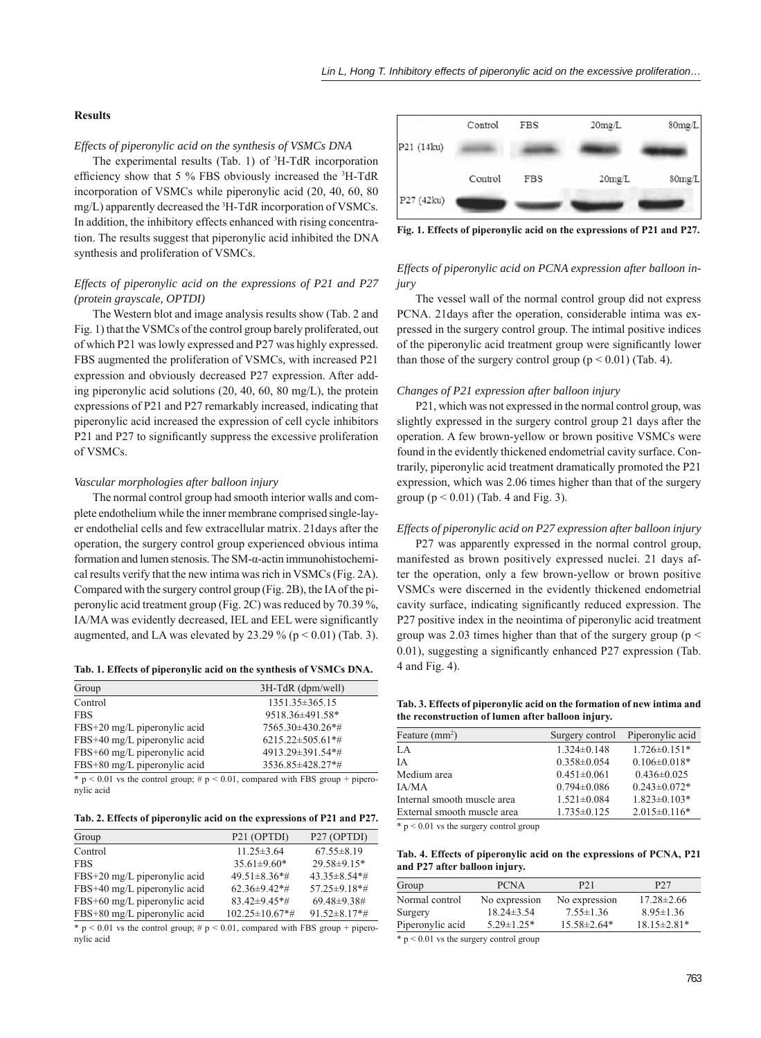## Results

*Effects of piperonylic acid on the synthesis of VSMCs DNA*

The experimental results (Tab. 1) of $^3$H-TdR incorporation efficiency show that 5 % FBS obviously increased the $^3$H-TdR incorporation of VSMCs while piperonylic acid (20, 40, 60, 80 mg/L) apparently decreased the $^3$H-TdR incorporation of VSMCs. In addition, the inhibitory effects enhanced with rising concentration. The results suggest that piperonylic acid inhibited the DNA synthesis and proliferation of VSMCs.

*Effects of piperonylic acid on the expressions of P21 and P27 (protein grayscale, OPTDI)*

The Western blot and image analysis results show (Tab. 2 and Fig. 1) that the VSMCs of the control group barely proliferated, out of which P21 was lowly expressed and P27 was highly expressed. FBS augmented the proliferation of VSMCs, with increased P21 expression and obviously decreased P27 expression. After adding piperonylic acid solutions (20, 40, 60, 80 mg/L), the protein expressions of P21 and P27 remarkably increased, indicating that piperonylic acid increased the expression of cell cycle inhibitors P21 and P27 to significantly suppress the excessive proliferation of VSMCs.

*Vascular morphologies after balloon injury*

The normal control group had smooth interior walls and complete endothelium while the inner membrane comprised single-layer endothelial cells and few extracellular matrix. 21days after the operation, the surgery control group experienced obvious intima formation and lumen stenosis. The SM-α-actin immunohistochemical results verify that the new intima was rich in VSMCs (Fig. 2A). Compared with the surgery control group (Fig. 2B), the IA of the piperonylic acid treatment group (Fig. 2C) was reduced by 70.39 %, IA/MA was evidently decreased, IEL and EEL were significantly augmented, and LA was elevated by 23.29 % ($p < 0.01$) (Tab. 3).

**Tab. 1. Effects of piperonylic acid on the synthesis of VSMCs DNA.**

| Group | 3H-TdR (dpm/well) |
|---|---|
| Control | 1351.35±365.15 |
| FBS | 9518.36±491.58* |
| FBS+20 mg/L piperonylic acid | 7565.30±430.26*# |
| FBS+40 mg/L piperonylic acid | 6215.22±505.61*# |
| FBS+60 mg/L piperonylic acid | 4913.29±391.54*# |
| FBS+80 mg/L piperonylic acid | 3536.85±428.27*# |

* $p < 0.01$ vs the control group; # $p < 0.01$, compared with FBS group + piperonylic acid

**Tab. 2. Effects of piperonylic acid on the expressions of P21 and P27.**

| Group | P21 (OPTDI) | P27 (OPTDI) |
|---|---|---|
| Control | 11.25±3.64 | 67.55±8.19 |
| FBS | 35.61±9.60* | 29.58±9.15* |
| FBS+20 mg/L piperonylic acid | 49.51±8.36*# | 43.35±8.54*# |
| FBS+40 mg/L piperonylic acid | 62.36±9.42*# | 57.25±9.18*# |
| FBS+60 mg/L piperonylic acid | 83.42±9.45*# | 69.48±9.38# |
| FBS+80 mg/L piperonylic acid | 102.25±10.67*# | 91.52±8.17*# |

* $p < 0.01$ vs the control group; # $p < 0.01$, compared with FBS group + piperonylic acid

**Fig. 1. Effects of piperonylic acid on the expressions of P21 and P27.**

*Effects of piperonylic acid on PCNA expression after balloon injury*

The vessel wall of the normal control group did not express PCNA. 21days after the operation, considerable intima was expressed in the surgery control group. The intimal positive indices of the piperonylic acid treatment group were significantly lower than those of the surgery control group ($p < 0.01$) (Tab. 4).

*Changes of P21 expression after balloon injury*

P21, which was not expressed in the normal control group, was slightly expressed in the surgery control group 21 days after the operation. A few brown-yellow or brown positive VSMCs were found in the evidently thickened endometrial cavity surface. Contrarily, piperonylic acid treatment dramatically promoted the P21 expression, which was 2.06 times higher than that of the surgery group ($p < 0.01$) (Tab. 4 and Fig. 3).

*Effects of piperonylic acid on P27 expression after balloon injury*

P27 was apparently expressed in the normal control group, manifested as brown positively expressed nuclei. 21 days after the operation, only a few brown-yellow or brown positive VSMCs were discerned in the evidently thickened endometrial cavity surface, indicating significantly reduced expression. The P27 positive index in the neointima of piperonylic acid treatment group was 2.03 times higher than that of the surgery group ($p < 0.01$), suggesting a significantly enhanced P27 expression (Tab. 4 and Fig. 4).

**Tab. 3. Effects of piperonylic acid on the formation of new intima and the reconstruction of lumen after balloon injury.**

| Feature (mm$^2$) | Surgery control | Piperonylic acid |
|---|---|---|
| LA | 1.324±0.148 | 1.726±0.151* |
| IA | 0.358±0.054 | 0.106±0.018* |
| Medium area | 0.451±0.061 | 0.436±0.025 |
| IA/MA | 0.794±0.086 | 0.243±0.072* |
| Internal smooth muscle area | 1.521±0.084 | 1.823±0.103* |
| External smooth muscle area | 1.735±0.125 | 2.015±0.116* |

* $p < 0.01$ vs the surgery control group

**Tab. 4. Effects of piperonylic acid on the expressions of PCNA, P21 and P27 after balloon injury.**

| Group | PCNA | P21 | P27 |
|---|---|---|---|
| Normal control | No expression | No expression | 17.28±2.66 |
| Surgery | 18.24±3.54 | 7.55±1.36 | 8.95±1.36 |
| Piperonylic acid | 5.29±1.25* | 15.58±2.64* | 18.15±2.81* |

* $p < 0.01$ vs the surgery control group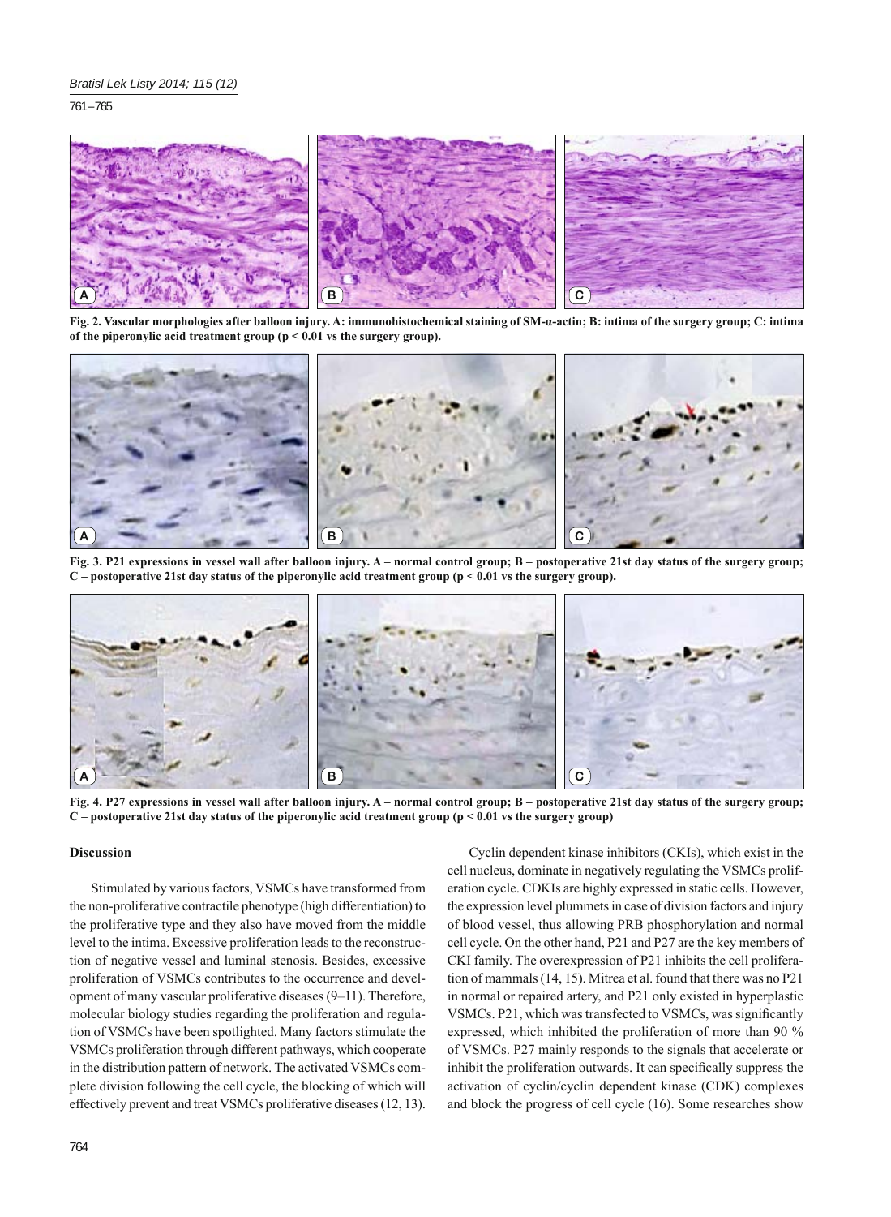Fig. 2. Vascular morphologies after balloon injury. A: immunohistochemical staining of SM-α-actin; B: intima of the surgery group; C: intima of the piperonylic acid treatment group ($p < 0.01$ vs the surgery group).

Fig. 3. P21 expressions in vessel wall after balloon injury. A – normal control group; B – postoperative 21st day status of the surgery group; C – postoperative 21st day status of the piperonylic acid treatment group ($p < 0.01$ vs the surgery group).

Fig. 4. P27 expressions in vessel wall after balloon injury. A – normal control group; B – postoperative 21st day status of the surgery group; C – postoperative 21st day status of the piperonylic acid treatment group ($p < 0.01$ vs the surgery group)

## Discussion

Stimulated by various factors, VSMCs have transformed from the non-proliferative contractile phenotype (high differentiation) to the proliferative type and they also have moved from the middle level to the intima. Excessive proliferation leads to the reconstruction of negative vessel and luminal stenosis. Besides, excessive proliferation of VSMCs contributes to the occurrence and development of many vascular proliferative diseases (9–11). Therefore, molecular biology studies regarding the proliferation and regulation of VSMCs have been spotlighted. Many factors stimulate the VSMCs proliferation through different pathways, which cooperate in the distribution pattern of network. The activated VSMCs complete division following the cell cycle, the blocking of which will effectively prevent and treat VSMCs proliferative diseases (12, 13).

Cyclin dependent kinase inhibitors (CKIs), which exist in the cell nucleus, dominate in negatively regulating the VSMCs proliferation cycle. CDKIs are highly expressed in static cells. However, the expression level plummets in case of division factors and injury of blood vessel, thus allowing PRB phosphorylation and normal cell cycle. On the other hand, P21 and P27 are the key members of CKI family. The overexpression of P21 inhibits the cell proliferation of mammals (14, 15). Mitrea et al. found that there was no P21 in normal or repaired artery, and P21 only existed in hyperplastic VSMCs. P21, which was transfected to VSMCs, was significantly expressed, which inhibited the proliferation of more than 90 % of VSMCs. P27 mainly responds to the signals that accelerate or inhibit the proliferation outwards. It can specifically suppress the activation of cyclin/cyclin dependent kinase (CDK) complexes and block the progress of cell cycle (16). Some researches show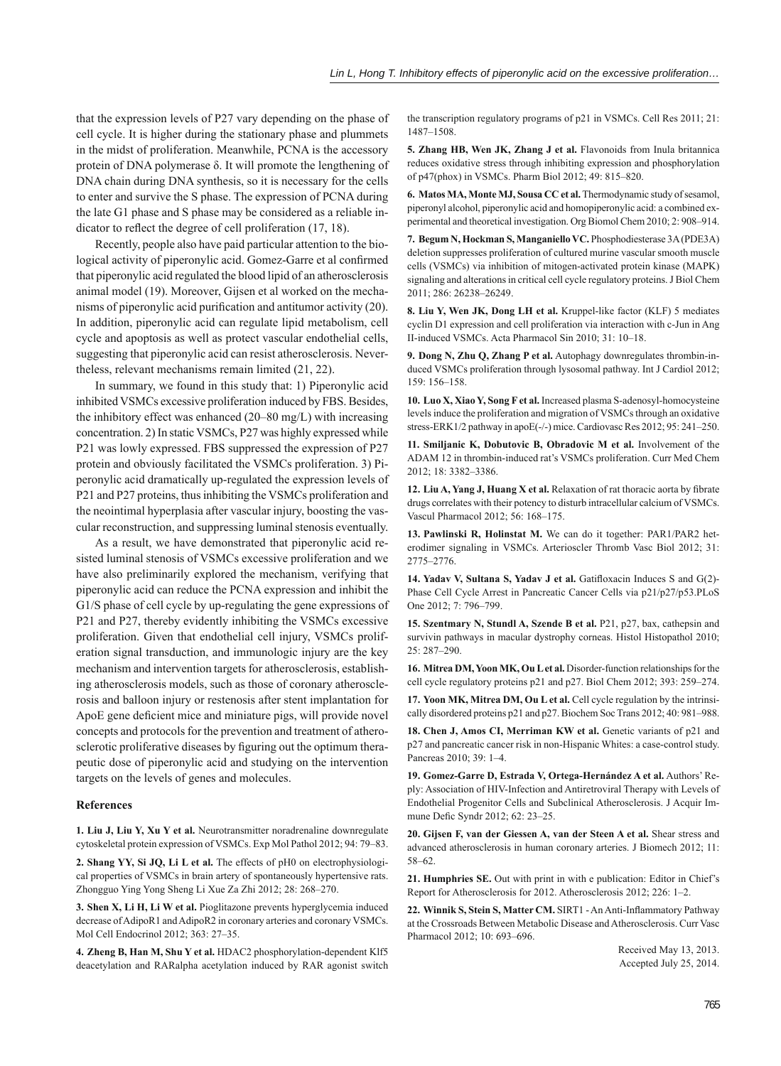that the expression levels of P27 vary depending on the phase of cell cycle. It is higher during the stationary phase and plummets in the midst of proliferation. Meanwhile, PCNA is the accessory protein of DNA polymerase δ. It will promote the lengthening of DNA chain during DNA synthesis, so it is necessary for the cells to enter and survive the S phase. The expression of PCNA during the late G1 phase and S phase may be considered as a reliable indicator to reflect the degree of cell proliferation (17, 18).

Recently, people also have paid particular attention to the biological activity of piperonylic acid. Gomez-Garre et al confirmed that piperonylic acid regulated the blood lipid of an atherosclerosis animal model (19). Moreover, Gijsen et al worked on the mechanisms of piperonylic acid purification and antitumor activity (20). In addition, piperonylic acid can regulate lipid metabolism, cell cycle and apoptosis as well as protect vascular endothelial cells, suggesting that piperonylic acid can resist atherosclerosis. Nevertheless, relevant mechanisms remain limited (21, 22).

In summary, we found in this study that: 1) Piperonylic acid inhibited VSMCs excessive proliferation induced by FBS. Besides, the inhibitory effect was enhanced (20–80 mg/L) with increasing concentration. 2) In static VSMCs, P27 was highly expressed while P21 was lowly expressed. FBS suppressed the expression of P27 protein and obviously facilitated the VSMCs proliferation. 3) Piperonylic acid dramatically up-regulated the expression levels of P21 and P27 proteins, thus inhibiting the VSMCs proliferation and the neointimal hyperplasia after vascular injury, boosting the vascular reconstruction, and suppressing luminal stenosis eventually.

As a result, we have demonstrated that piperonylic acid resisted luminal stenosis of VSMCs excessive proliferation and we have also preliminarily explored the mechanism, verifying that piperonylic acid can reduce the PCNA expression and inhibit the G1/S phase of cell cycle by up-regulating the gene expressions of P21 and P27, thereby evidently inhibiting the VSMCs excessive proliferation. Given that endothelial cell injury, VSMCs proliferation signal transduction, and immunologic injury are the key mechanism and intervention targets for atherosclerosis, establishing atherosclerosis models, such as those of coronary atherosclerosis and balloon injury or restenosis after stent implantation for ApoE gene deficient mice and miniature pigs, will provide novel concepts and protocols for the prevention and treatment of atherosclerotic proliferative diseases by figuring out the optimum therapeutic dose of piperonylic acid and studying on the intervention targets on the levels of genes and molecules.

## References

**1. Liu J, Liu Y, Xu Y et al.** Neurotransmitter noradrenaline downregulate cytoskeletal protein expression of VSMCs. Exp Mol Pathol 2012; 94: 79–83.

**2. Shang YY, Si JQ, Li L et al.** The effects of pH0 on electrophysiological properties of VSMCs in brain artery of spontaneously hypertensive rats. Zhongguo Ying Yong Sheng Li Xue Za Zhi 2012; 28: 268–270.

**3. Shen X, Li H, Li W et al.** Pioglitazone prevents hyperglycemia induced decrease of AdipoR1 and AdipoR2 in coronary arteries and coronary VSMCs. Mol Cell Endocrinol 2012; 363: 27–35.

**4. Zheng B, Han M, Shu Y et al.** HDAC2 phosphorylation-dependent Klf5 deacetylation and RARalpha acetylation induced by RAR agonist switch the transcription regulatory programs of p21 in VSMCs. Cell Res 2011; 21: 1487–1508.

**5. Zhang HB, Wen JK, Zhang J et al.** Flavonoids from Inula britannica reduces oxidative stress through inhibiting expression and phosphorylation of p47(phox) in VSMCs. Pharm Biol 2012; 49: 815–820.

**6. Matos MA, Monte MJ, Sousa CC et al.** Thermodynamic study of sesamol, piperonyl alcohol, piperonylic acid and homopiperonylic acid: a combined experimental and theoretical investigation. Org Biomol Chem 2010; 2: 908–914.

**7. Begum N, Hockman S, Manganiello VC.** Phosphodiesterase 3A (PDE3A) deletion suppresses proliferation of cultured murine vascular smooth muscle cells (VSMCs) via inhibition of mitogen-activated protein kinase (MAPK) signaling and alterations in critical cell cycle regulatory proteins. J Biol Chem 2011; 286: 26238–26249.

**8. Liu Y, Wen JK, Dong LH et al.** Kruppel-like factor (KLF) 5 mediates cyclin D1 expression and cell proliferation via interaction with c-Jun in Ang II-induced VSMCs. Acta Pharmacol Sin 2010; 31: 10–18.

**9. Dong N, Zhu Q, Zhang P et al.** Autophagy downregulates thrombin-induced VSMCs proliferation through lysosomal pathway. Int J Cardiol 2012; 159: 156–158.

**10. Luo X, Xiao Y, Song F et al.** Increased plasma S-adenosyl-homocysteine levels induce the proliferation and migration of VSMCs through an oxidative stress-ERK1/2 pathway in apoE(-/-) mice. Cardiovasc Res 2012; 95: 241–250.

**11. Smiljanic K, Dobutovic B, Obradovic M et al.** Involvement of the ADAM 12 in thrombin-induced rat's VSMCs proliferation. Curr Med Chem 2012; 18: 3382–3386.

**12. Liu A, Yang J, Huang X et al.** Relaxation of rat thoracic aorta by fibrate drugs correlates with their potency to disturb intracellular calcium of VSMCs. Vascul Pharmacol 2012; 56: 168–175.

**13. Pawlinski R, Holinstat M.** We can do it together: PAR1/PAR2 heterodimer signaling in VSMCs. Arterioscler Thromb Vasc Biol 2012; 31: 2775–2776.

**14. Yadav V, Sultana S, Yadav J et al.** Gatifloxacin Induces S and G(2)-Phase Cell Cycle Arrest in Pancreatic Cancer Cells via p21/p27/p53.PLoS One 2012; 7: 796–799.

**15. Szentmary N, Stundl A, Szende B et al.** P21, p27, bax, cathepsin and survivin pathways in macular dystrophy corneas. Histol Histopathol 2010; 25: 287–290.

**16. Mitrea DM, Yoon MK, Ou L et al.** Disorder-function relationships for the cell cycle regulatory proteins p21 and p27. Biol Chem 2012; 393: 259–274.

**17. Yoon MK, Mitrea DM, Ou L et al.** Cell cycle regulation by the intrinsically disordered proteins p21 and p27. Biochem Soc Trans 2012; 40: 981–988.

**18. Chen J, Amos CI, Merriman KW et al.** Genetic variants of p21 and p27 and pancreatic cancer risk in non-Hispanic Whites: a case-control study. Pancreas 2010; 39: 1–4.

**19. Gomez-Garre D, Estrada V, Ortega-Hernández A et al.** Authors' Reply: Association of HIV-Infection and Antiretroviral Therapy with Levels of Endothelial Progenitor Cells and Subclinical Atherosclerosis. J Acquir Immune Defic Syndr 2012; 62: 23–25.

**20. Gijsen F, van der Giessen A, van der Steen A et al.** Shear stress and advanced atherosclerosis in human coronary arteries. J Biomech 2012; 11: 58–62.

**21. Humphries SE.** Out with print in with e publication: Editor in Chief's Report for Atherosclerosis for 2012. Atherosclerosis 2012; 226: 1–2.

**22. Winnik S, Stein S, Matter CM.** SIRT1 - An Anti-Inflammatory Pathway at the Crossroads Between Metabolic Disease and Atherosclerosis. Curr Vasc Pharmacol 2012; 10: 693–696.

Received May 13, 2013.
Accepted July 25, 2014.